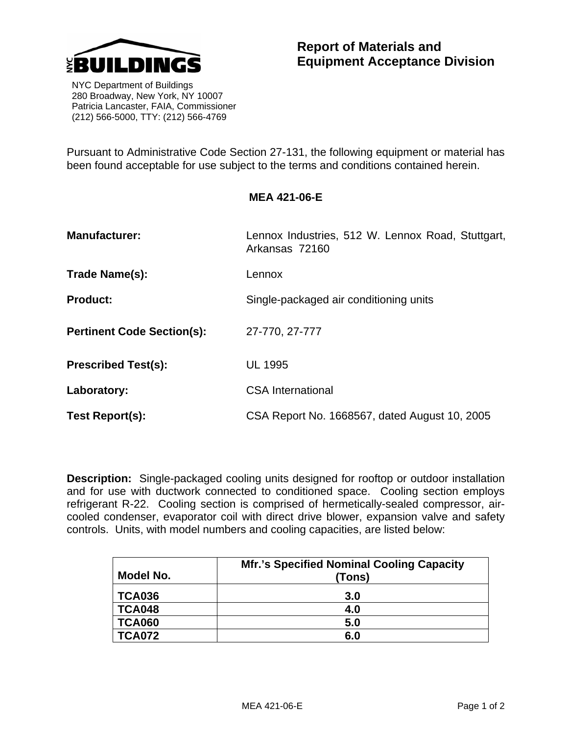NYC BUILDINGS

NYC Department of Buildings
280 Broadway, New York, NY 10007
Patricia Lancaster, FAIA, Commissioner
(212) 566-5000, TTY: (212) 566-4769

# Report of Materials and Equipment Acceptance Division

Pursuant to Administrative Code Section 27-131, the following equipment or material has been found acceptable for use subject to the terms and conditions contained herein.

## MEA 421-06-E

**Manufacturer:** Lennox Industries, 512 W. Lennox Road, Stuttgart, Arkansas 72160

**Trade Name(s):** Lennox

**Product:** Single-packaged air conditioning units

**Pertinent Code Section(s):** 27-770, 27-777

**Prescribed Test(s):** UL 1995

**Laboratory:** CSA International

**Test Report(s):** CSA Report No. 1668567, dated August 10, 2005

**Description:** Single-packaged cooling units designed for rooftop or outdoor installation and for use with ductwork connected to conditioned space. Cooling section employs refrigerant R-22. Cooling section is comprised of hermetically-sealed compressor, air-cooled condenser, evaporator coil with direct drive blower, expansion valve and safety controls. Units, with model numbers and cooling capacities, are listed below:

| Model No. | Mfr.'s Specified Nominal Cooling Capacity (Tons) |
|---|---|
| TCA036 | 3.0 |
| TCA048 | 4.0 |
| TCA060 | 5.0 |
| TCA072 | 6.0 |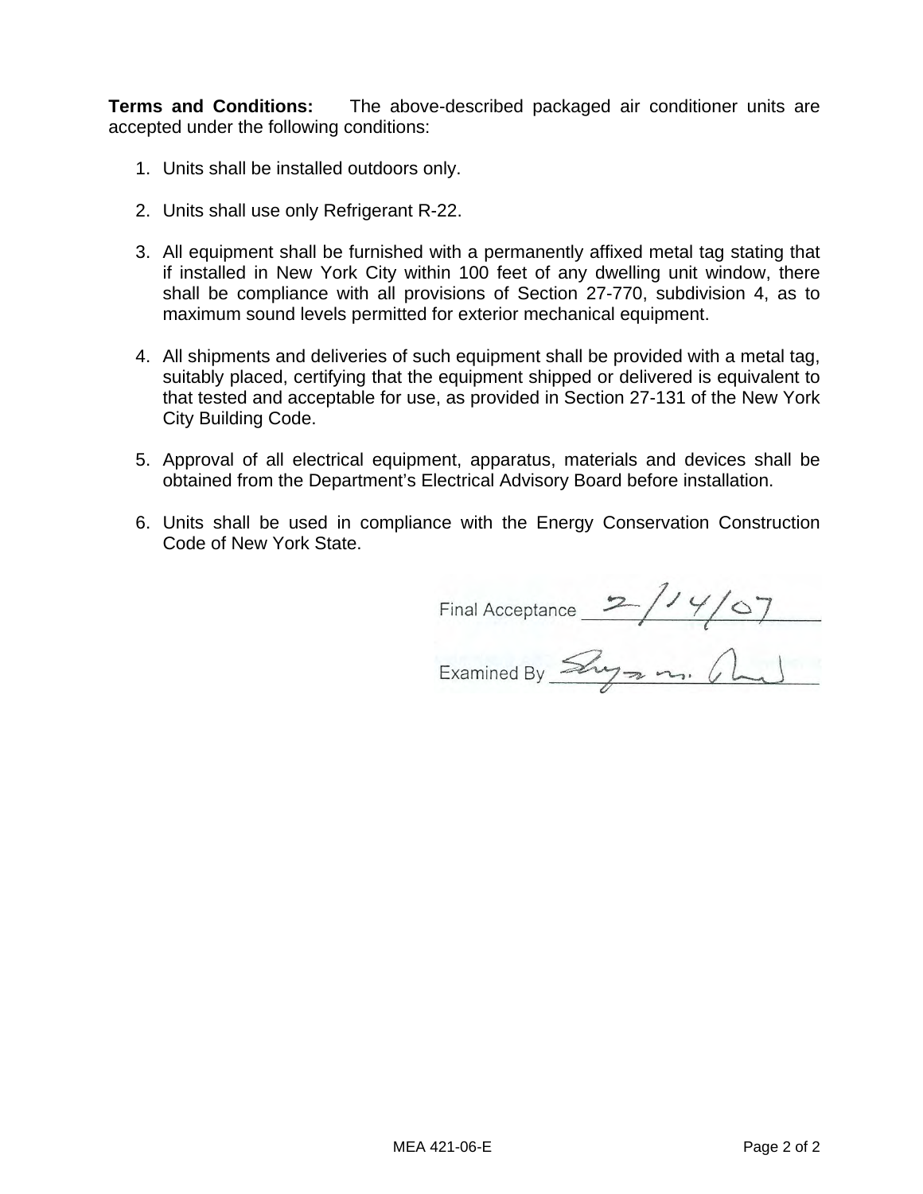**Terms and Conditions:** The above-described packaged air conditioner units are accepted under the following conditions:

1. Units shall be installed outdoors only.

2. Units shall use only Refrigerant R-22.

3. All equipment shall be furnished with a permanently affixed metal tag stating that if installed in New York City within 100 feet of any dwelling unit window, there shall be compliance with all provisions of Section 27-770, subdivision 4, as to maximum sound levels permitted for exterior mechanical equipment.

4. All shipments and deliveries of such equipment shall be provided with a metal tag, suitably placed, certifying that the equipment shipped or delivered is equivalent to that tested and acceptable for use, as provided in Section 27-131 of the New York City Building Code.

5. Approval of all electrical equipment, apparatus, materials and devices shall be obtained from the Department's Electrical Advisory Board before installation.

6. Units shall be used in compliance with the Energy Conservation Construction Code of New York State.

Final Acceptance 2/14/07

Examined By [signature]

MEA 421-06-E